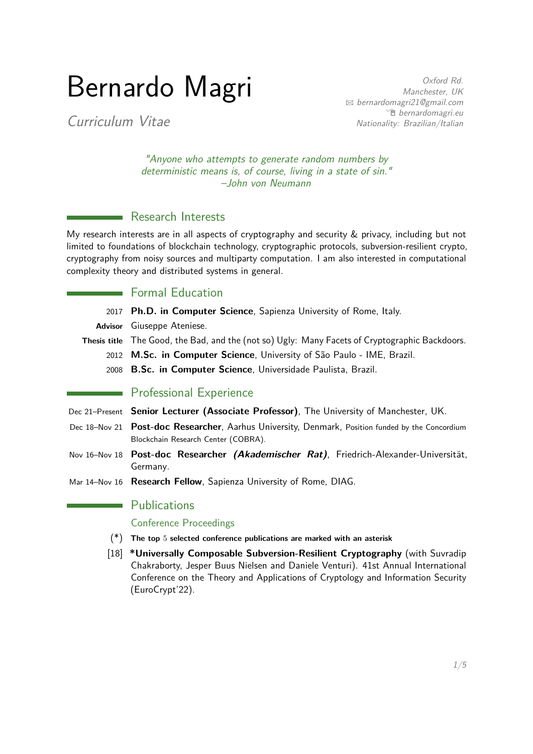# Bernardo Magri

*Curriculum Vitae*

*Oxford Rd.*
*Manchester, UK*
*bernardomagri21@gmail.com*
*bernardomagri.eu*
*Nationality: Brazilian/Italian*

*"Anyone who attempts to generate random numbers by deterministic means is, of course, living in a state of sin." –John von Neumann*

## Research Interests

My research interests are in all aspects of cryptography and security & privacy, including but not limited to foundations of blockchain technology, cryptographic protocols, subversion-resilient crypto, cryptography from noisy sources and multiparty computation. I am also interested in computational complexity theory and distributed systems in general.

## Formal Education

2017 **Ph.D. in Computer Science**, Sapienza University of Rome, Italy.
**Advisor** Giuseppe Ateniese.
**Thesis title** The Good, the Bad, and the (not so) Ugly: Many Facets of Cryptographic Backdoors.
2012 **M.Sc. in Computer Science**, University of São Paulo - IME, Brazil.
2008 **B.Sc. in Computer Science**, Universidade Paulista, Brazil.

## Professional Experience

Dec 21–Present **Senior Lecturer (Associate Professor)**, The University of Manchester, UK.
Dec 18–Nov 21 **Post-doc Researcher**, Aarhus University, Denmark, Position funded by the Concordium Blockchain Research Center (COBRA).
Nov 16–Nov 18 **Post-doc Researcher *(Akademischer Rat)***, Friedrich-Alexander-Universität, Germany.
Mar 14–Nov 16 **Research Fellow**, Sapienza University of Rome, DIAG.

## Publications

### Conference Proceedings

(*) **The top 5 selected conference publications are marked with an asterisk**

[18] ***Universally Composable Subversion-Resilient Cryptography** (with Suvradip Chakraborty, Jesper Buus Nielsen and Daniele Venturi). 41st Annual International Conference on the Theory and Applications of Cryptology and Information Security (EuroCrypt'22).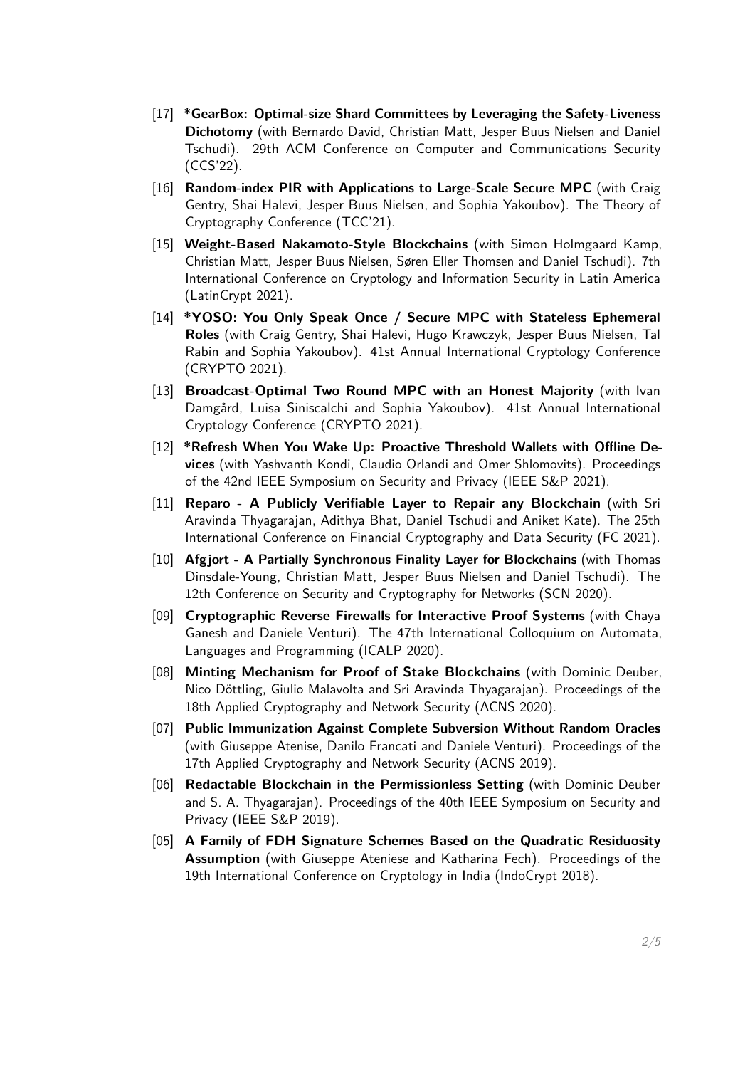[17] **\*GearBox: Optimal-size Shard Committees by Leveraging the Safety-Liveness Dichotomy** (with Bernardo David, Christian Matt, Jesper Buus Nielsen and Daniel Tschudi). 29th ACM Conference on Computer and Communications Security (CCS'22).

[16] **Random-index PIR with Applications to Large-Scale Secure MPC** (with Craig Gentry, Shai Halevi, Jesper Buus Nielsen, and Sophia Yakoubov). The Theory of Cryptography Conference (TCC'21).

[15] **Weight-Based Nakamoto-Style Blockchains** (with Simon Holmgaard Kamp, Christian Matt, Jesper Buus Nielsen, Søren Eller Thomsen and Daniel Tschudi). 7th International Conference on Cryptology and Information Security in Latin America (LatinCrypt 2021).

[14] **\*YOSO: You Only Speak Once / Secure MPC with Stateless Ephemeral Roles** (with Craig Gentry, Shai Halevi, Hugo Krawczyk, Jesper Buus Nielsen, Tal Rabin and Sophia Yakoubov). 41st Annual International Cryptology Conference (CRYPTO 2021).

[13] **Broadcast-Optimal Two Round MPC with an Honest Majority** (with Ivan Damgård, Luisa Siniscalchi and Sophia Yakoubov). 41st Annual International Cryptology Conference (CRYPTO 2021).

[12] **\*Refresh When You Wake Up: Proactive Threshold Wallets with Offline Devices** (with Yashvanth Kondi, Claudio Orlandi and Omer Shlomovits). Proceedings of the 42nd IEEE Symposium on Security and Privacy (IEEE S&P 2021).

[11] **Reparo - A Publicly Verifiable Layer to Repair any Blockchain** (with Sri Aravinda Thyagarajan, Adithya Bhat, Daniel Tschudi and Aniket Kate). The 25th International Conference on Financial Cryptography and Data Security (FC 2021).

[10] **Afgjort - A Partially Synchronous Finality Layer for Blockchains** (with Thomas Dinsdale-Young, Christian Matt, Jesper Buus Nielsen and Daniel Tschudi). The 12th Conference on Security and Cryptography for Networks (SCN 2020).

[09] **Cryptographic Reverse Firewalls for Interactive Proof Systems** (with Chaya Ganesh and Daniele Venturi). The 47th International Colloquium on Automata, Languages and Programming (ICALP 2020).

[08] **Minting Mechanism for Proof of Stake Blockchains** (with Dominic Deuber, Nico Döttling, Giulio Malavolta and Sri Aravinda Thyagarajan). Proceedings of the 18th Applied Cryptography and Network Security (ACNS 2020).

[07] **Public Immunization Against Complete Subversion Without Random Oracles** (with Giuseppe Atenise, Danilo Francati and Daniele Venturi). Proceedings of the 17th Applied Cryptography and Network Security (ACNS 2019).

[06] **Redactable Blockchain in the Permissionless Setting** (with Dominic Deuber and S. A. Thyagarajan). Proceedings of the 40th IEEE Symposium on Security and Privacy (IEEE S&P 2019).

[05] **A Family of FDH Signature Schemes Based on the Quadratic Residuosity Assumption** (with Giuseppe Ateniese and Katharina Fech). Proceedings of the 19th International Conference on Cryptology in India (IndoCrypt 2018).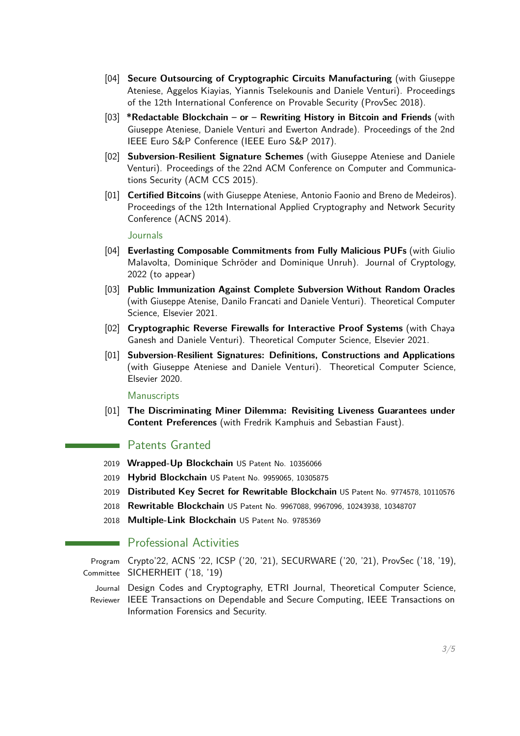[04] **Secure Outsourcing of Cryptographic Circuits Manufacturing** (with Giuseppe Ateniese, Aggelos Kiayias, Yiannis Tselekounis and Daniele Venturi). Proceedings of the 12th International Conference on Provable Security (ProvSec 2018).

[03] ***Redactable Blockchain – or – Rewriting History in Bitcoin and Friends** (with Giuseppe Ateniese, Daniele Venturi and Ewerton Andrade). Proceedings of the 2nd IEEE Euro S&P Conference (IEEE Euro S&P 2017).

[02] **Subversion-Resilient Signature Schemes** (with Giuseppe Ateniese and Daniele Venturi). Proceedings of the 22nd ACM Conference on Computer and Communications Security (ACM CCS 2015).

[01] **Certified Bitcoins** (with Giuseppe Ateniese, Antonio Faonio and Breno de Medeiros). Proceedings of the 12th International Applied Cryptography and Network Security Conference (ACNS 2014).

### Journals

[04] **Everlasting Composable Commitments from Fully Malicious PUFs** (with Giulio Malavolta, Dominique Schröder and Dominique Unruh). Journal of Cryptology, 2022 (to appear)

[03] **Public Immunization Against Complete Subversion Without Random Oracles** (with Giuseppe Atenise, Danilo Francati and Daniele Venturi). Theoretical Computer Science, Elsevier 2021.

[02] **Cryptographic Reverse Firewalls for Interactive Proof Systems** (with Chaya Ganesh and Daniele Venturi). Theoretical Computer Science, Elsevier 2021.

[01] **Subversion-Resilient Signatures: Definitions, Constructions and Applications** (with Giuseppe Ateniese and Daniele Venturi). Theoretical Computer Science, Elsevier 2020.

### Manuscripts

[01] **The Discriminating Miner Dilemma: Revisiting Liveness Guarantees under Content Preferences** (with Fredrik Kamphuis and Sebastian Faust).

## Patents Granted

- 2019 **Wrapped-Up Blockchain** US Patent No. 10356066
- 2019 **Hybrid Blockchain** US Patent No. 9959065, 10305875
- 2019 **Distributed Key Secret for Rewritable Blockchain** US Patent No. 9774578, 10110576
- 2018 **Rewritable Blockchain** US Patent No. 9967088, 9967096, 10243938, 10348707
- 2018 **Multiple-Link Blockchain** US Patent No. 9785369

## Professional Activities

**Program Committee** Crypto'22, ACNS '22, ICSP ('20, '21), SECURWARE ('20, '21), ProvSec ('18, '19), SICHERHEIT ('18, '19)

**Journal Reviewer** Design Codes and Cryptography, ETRI Journal, Theoretical Computer Science, IEEE Transactions on Dependable and Secure Computing, IEEE Transactions on Information Forensics and Security.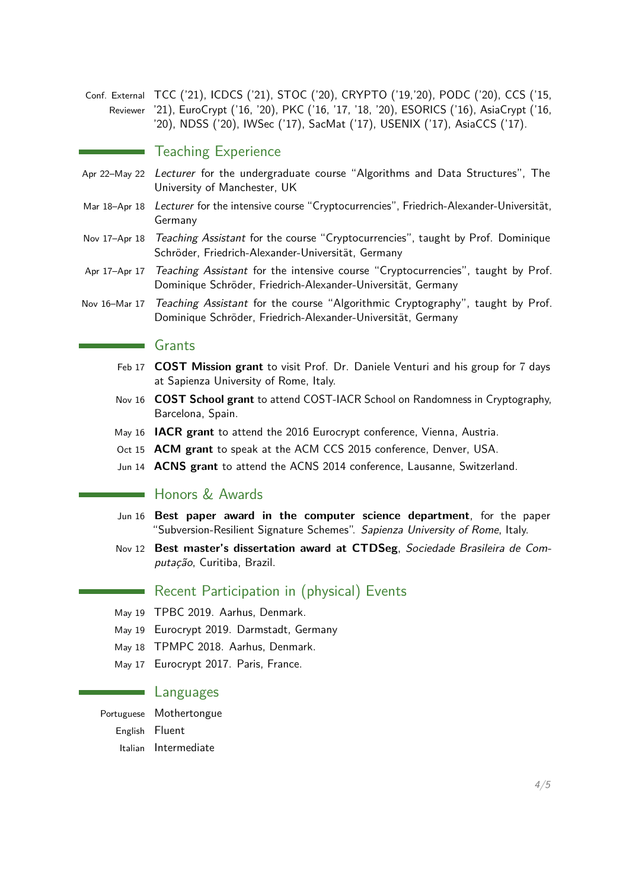**Conf. External Reviewer** TCC ('21), ICDCS ('21), STOC ('20), CRYPTO ('19,'20), PODC ('20), CCS ('15, '21), EuroCrypt ('16, '20), PKC ('16, '17, '18, '20), ESORICS ('16), AsiaCrypt ('16, '20), NDSS ('20), IWSec ('17), SacMat ('17), USENIX ('17), AsiaCCS ('17).

## Teaching Experience

- **Apr 22–May 22** *Lecturer* for the undergraduate course "Algorithms and Data Structures", The University of Manchester, UK
- **Mar 18–Apr 18** *Lecturer* for the intensive course "Cryptocurrencies", Friedrich-Alexander-Universität, Germany
- **Nov 17–Apr 18** *Teaching Assistant* for the course "Cryptocurrencies", taught by Prof. Dominique Schröder, Friedrich-Alexander-Universität, Germany
- **Apr 17–Apr 17** *Teaching Assistant* for the intensive course "Cryptocurrencies", taught by Prof. Dominique Schröder, Friedrich-Alexander-Universität, Germany
- **Nov 16–Mar 17** *Teaching Assistant* for the course "Algorithmic Cryptography", taught by Prof. Dominique Schröder, Friedrich-Alexander-Universität, Germany

## Grants

- **Feb 17** **COST Mission grant** to visit Prof. Dr. Daniele Venturi and his group for 7 days at Sapienza University of Rome, Italy.
- **Nov 16** **COST School grant** to attend COST-IACR School on Randomness in Cryptography, Barcelona, Spain.
- **May 16** **IACR grant** to attend the 2016 Eurocrypt conference, Vienna, Austria.
- **Oct 15** **ACM grant** to speak at the ACM CCS 2015 conference, Denver, USA.
- **Jun 14** **ACNS grant** to attend the ACNS 2014 conference, Lausanne, Switzerland.

## Honors & Awards

- **Jun 16** **Best paper award in the computer science department**, for the paper "Subversion-Resilient Signature Schemes". *Sapienza University of Rome*, Italy.
- **Nov 12** **Best master's dissertation award at CTDSeg**, *Sociedade Brasileira de Computação*, Curitiba, Brazil.

## Recent Participation in (physical) Events

- **May 19** TPBC 2019. Aarhus, Denmark.
- **May 19** Eurocrypt 2019. Darmstadt, Germany
- **May 18** TPMPC 2018. Aarhus, Denmark.
- **May 17** Eurocrypt 2017. Paris, France.

## Languages

- **Portuguese** Mothertongue
- **English** Fluent
- **Italian** Intermediate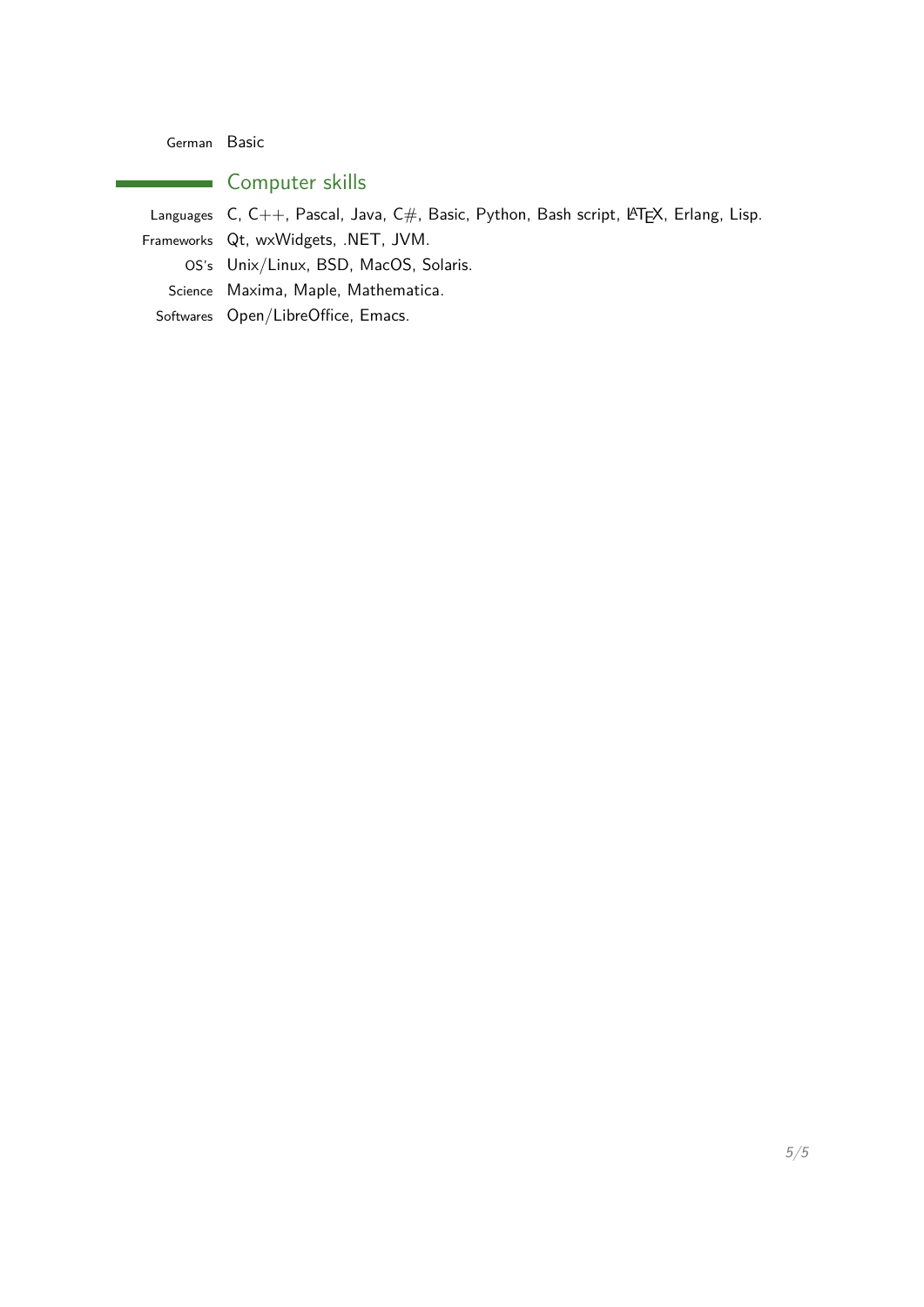German Basic

## Computer skills

Languages C, C++, Pascal, Java, C#, Basic, Python, Bash script, LaTeX, Erlang, Lisp.

Frameworks Qt, wxWidgets, .NET, JVM.

OS's Unix/Linux, BSD, MacOS, Solaris.

Science Maxima, Maple, Mathematica.

Softwares Open/LibreOffice, Emacs.